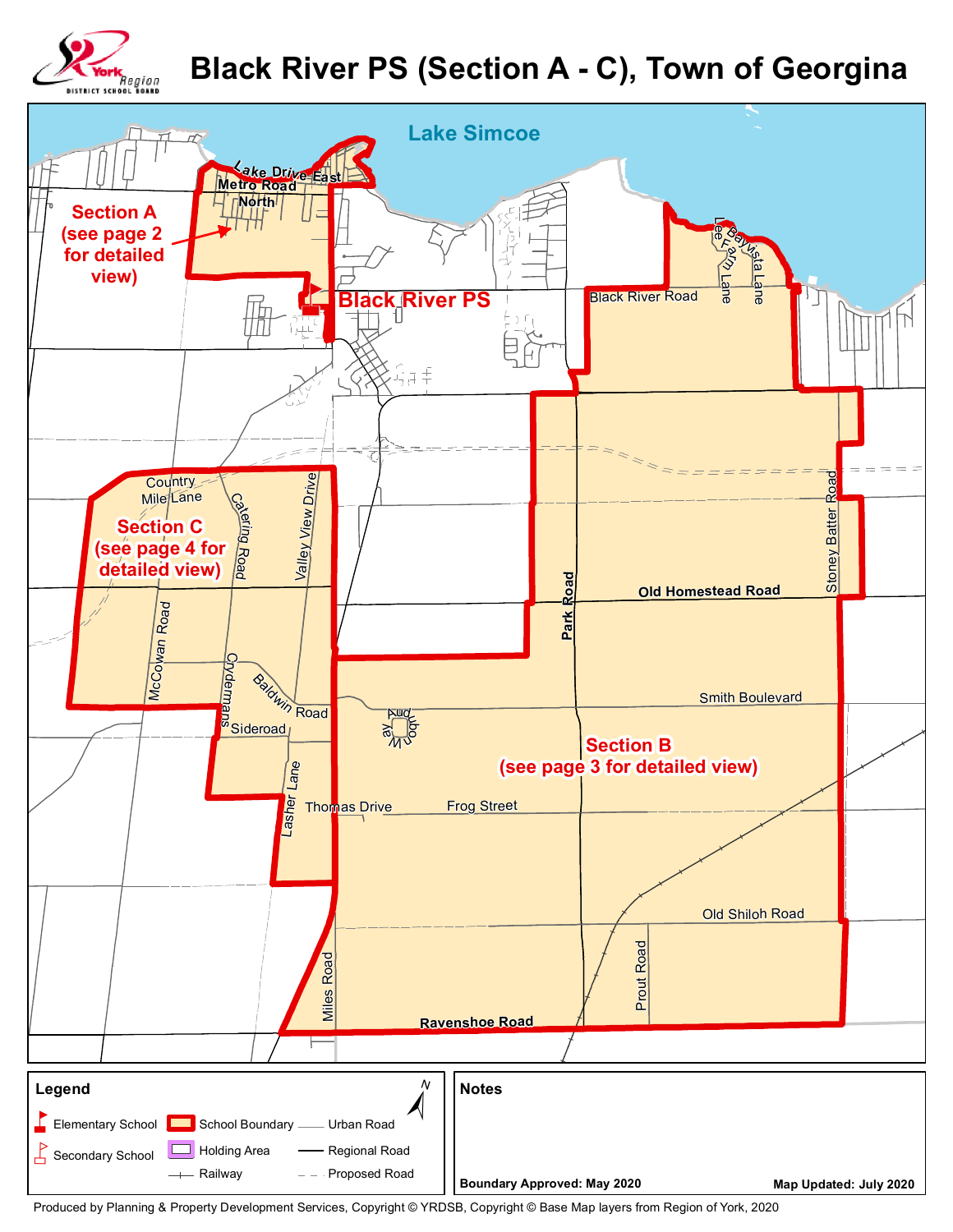# Black River PS (Section A - C), Town of Georgina

York Region District School Board

Lake Simcoe

Lake Drive East

Metro Road North

Section A (see page 2 for detailed view)

Black River PS

Black River Road

Lee Farm Lane

Bayvista Lane

Country Mile Lane

Catering Road

Valley View Drive

Section C (see page 4 for detailed view)

McCowan Road

Cryderman's Sideroad

Baldwin Road

Lasher Lane

Thomas Drive

Frog Street

Park Road

Old Homestead Road

Stoney Batter Road

Smith Boulevard

Audubon Way

Section B (see page 3 for detailed view)

Old Shiloh Road

Prout Road

Miles Road

Ravenshoe Road

**Legend**

- Elementary School
- Secondary School
- School Boundary
- Holding Area
- Railway
- Urban Road
- Regional Road
- Proposed Road

N

**Notes**

**Boundary Approved: May 2020**

**Map Updated: July 2020**

Produced by Planning & Property Development Services, Copyright © YRDSB, Copyright © Base Map layers from Region of York, 2020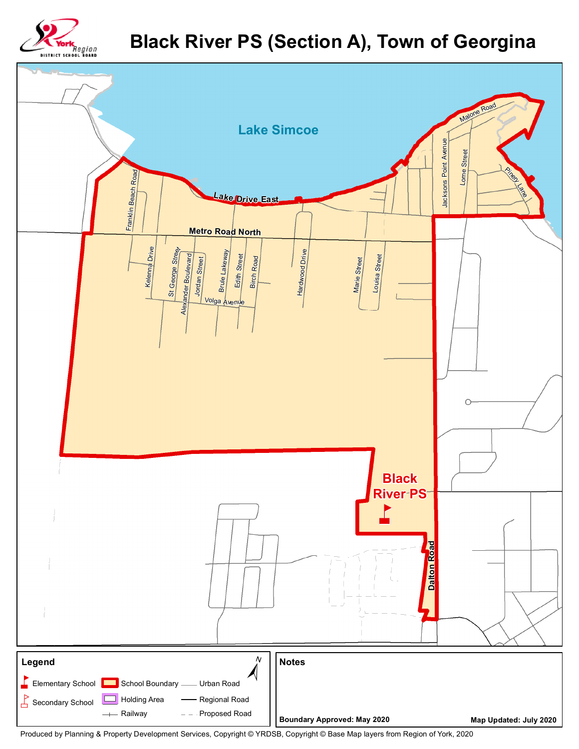# Black River PS (Section A), Town of Georgina

Lake Simcoe

Lake Drive East

Metro Road North

Franklin Beach Road

Kelenna Drive

St George Street

Alexander Boulevard

Jordan Street

Brule Lakeway

Edith Street

Birch Road

Volga Avenue

Hardwood Drive

Marie Street

Louisa Street

Jacksons Point Avenue

Lorne Street

Malone Road

Pinery Lane

Dalton Road

Black River PS

## Legend

- Elementary School
- Secondary School
- School Boundary
- Holding Area
- Railway
- Urban Road
- Regional Road
- Proposed Road

N

## Notes

**Boundary Approved: May 2020**

**Map Updated: July 2020**

Produced by Planning & Property Development Services, Copyright © YRDSB, Copyright © Base Map layers from Region of York, 2020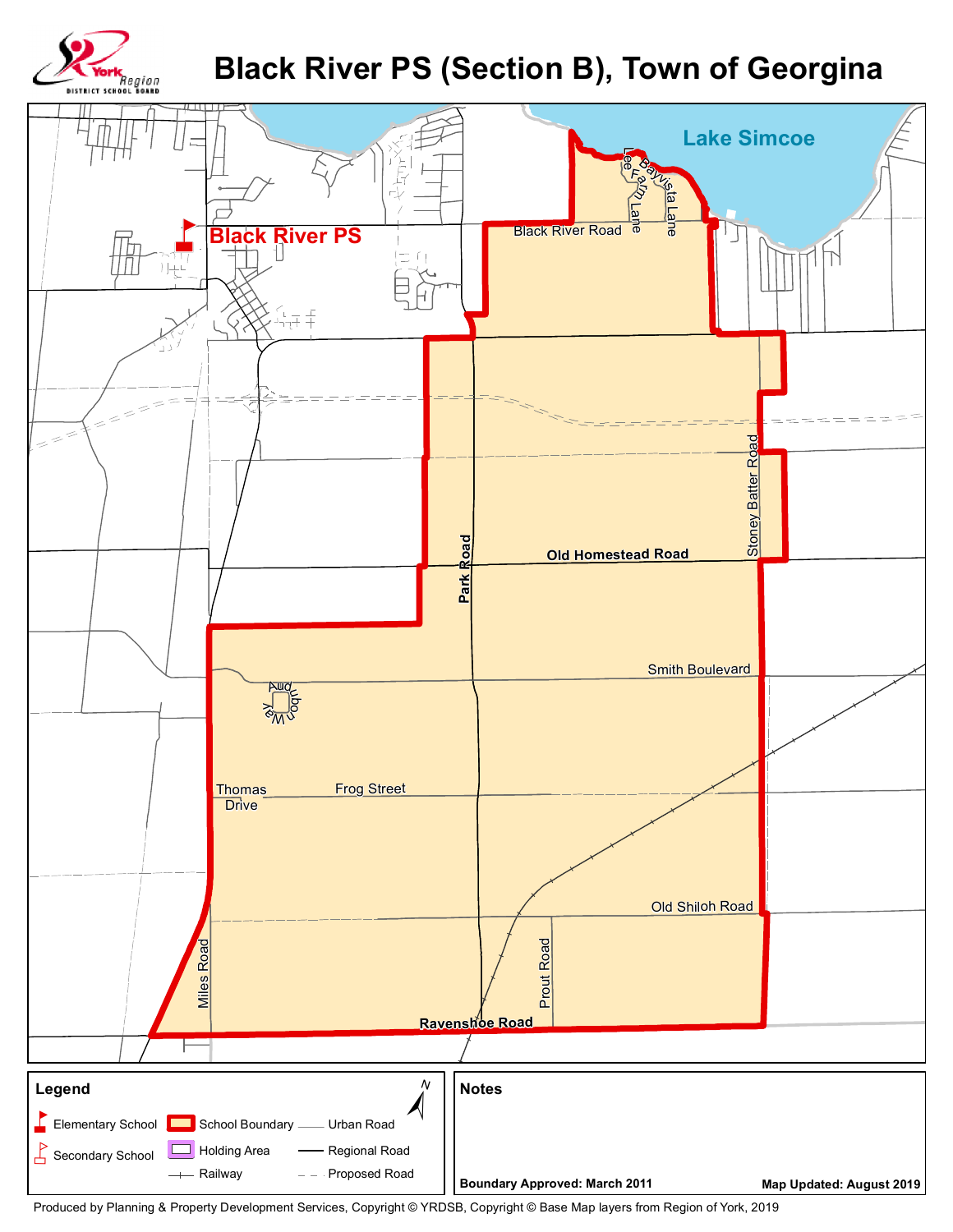# Black River PS (Section B), Town of Georgina

Lake Simcoe

Black River PS

Black River Road

Lee Larm Lane

Bayvista Lane

Stoney Batter Road

Old Homestead Road

Park Road

Smith Boulevard

Audubon Way

Thomas Drive

Frog Street

Old Shiloh Road

Miles Road

Prout Road

Ravenshoe Road

**Legend**

- Elementary School
- Secondary School
- School Boundary
- Holding Area
- Railway
- Urban Road
- Regional Road
- Proposed Road

N

**Notes**

**Boundary Approved: March 2011**

**Map Updated: August 2019**

Produced by Planning & Property Development Services, Copyright © YRDSB, Copyright © Base Map layers from Region of York, 2019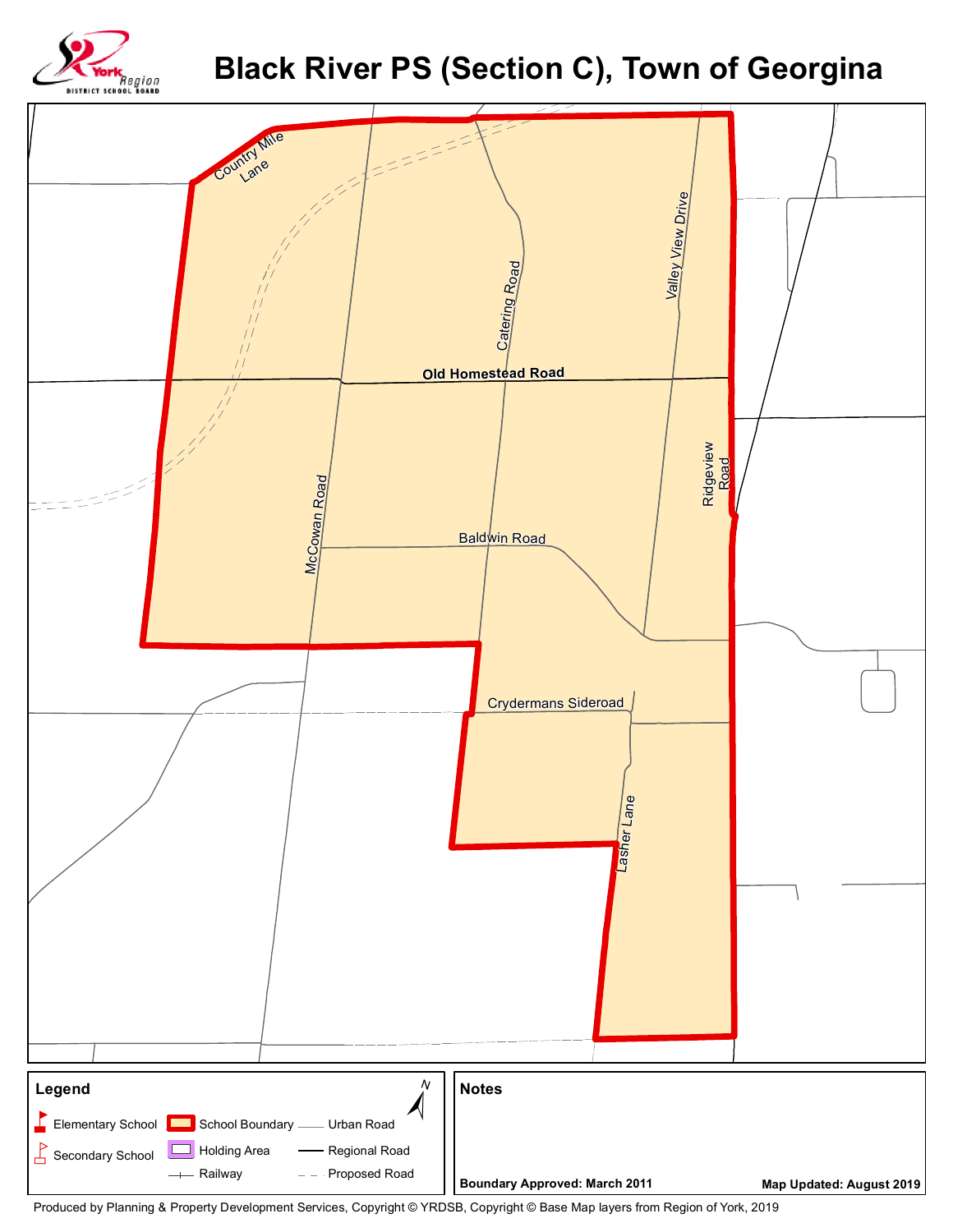# Black River PS (Section C), Town of Georgina

York Region District School Board

Country Mile Lane

Catering Road

Valley View Drive

Old Homestead Road

Ridgeview Road

McCowan Road

Baldwin Road

Crydermans Sideroad

Lasher Lane

**Legend**

Elementary School

Secondary School

School Boundary

Holding Area

Railway

Urban Road

Regional Road

Proposed Road

N

**Notes**

**Boundary Approved: March 2011**

**Map Updated: August 2019**

Produced by Planning & Property Development Services, Copyright © YRDSB, Copyright © Base Map layers from Region of York, 2019